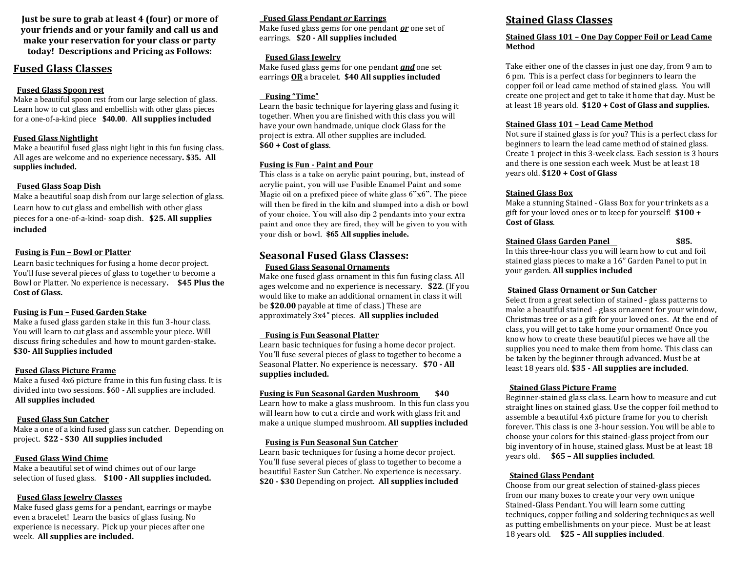**Just be sure to grab at least 4 (four) or more of your friends and or your family and call us and make your reservation for your class or party today! Descriptions and Pricing as Follows:**

## Fused Glass Classes

**Fused Glass Spoon rest**
Make a beautiful spoon rest from our large selection of glass. Learn how to cut glass and embellish with other glass pieces for a one-of-a-kind piece **$40.00**. **All supplies included**

**Fused Glass Nightlight**
Make a beautiful fused glass night light in this fun fusing class. All ages are welcome and no experience necessary**. $35. All supplies included.**

**Fused Glass Soap Dish**
Make a beautiful soap dish from our large selection of glass. Learn how to cut glass and embellish with other glass pieces for a one-of-a-kind- soap dish. **$25. All supplies included**

**Fusing is Fun – Bowl or Platter**
Learn basic techniques for fusing a home decor project. You'll fuse several pieces of glass to together to become a Bowl or Platter. No experience is necessary**. $45 Plus the Cost of Glass.**

**Fusing is Fun – Fused Garden Stake**
Make a fused glass garden stake in this fun 3-hour class. You will learn to cut glass and assemble your piece. Will discuss firing schedules and how to mount garden-**stake. $30- All Supplies included**

**Fused Glass Picture Frame**
Make a fused 4x6 picture frame in this fun fusing class. It is divided into two sessions. $60 - All supplies are included. **All supplies included**

**Fused Glass Sun Catcher**
Make a one of a kind fused glass sun catcher. Depending on project. **$22 - $30 All supplies included**

**Fused Glass Wind Chime**
Make a beautiful set of wind chimes out of our large selection of fused glass. **$100 - All supplies included.**

**Fused Glass Jewelry Classes**
Make fused glass gems for a pendant, earrings or maybe even a bracelet! Learn the basics of glass fusing. No experience is necessary. Pick up your pieces after one week. **All supplies are included.**

**Fused Glass Pendant *or* Earrings**
Make fused glass gems for one pendant ***or*** one set of earrings. **$20 - All supplies included**

**Fused Glass Jewelry**
Make fused glass gems for one pendant ***and*** one set earrings **OR** a bracelet. **$40 All supplies included**

**Fusing "Time"**
Learn the basic technique for layering glass and fusing it together. When you are finished with this class you will have your own handmade, unique clock Glass for the project is extra. All other supplies are included.
**$60 + Cost of glass**.

**Fusing is Fun - Paint and Pour**
This class is a take on acrylic paint pouring, but, instead of acrylic paint, you will use Fusible Enamel Paint and some Magic oil on a prefixed piece of white glass 6"x6". The piece will then be fired in the kiln and slumped into a dish or bowl of your choice. You will also dip 2 pendants into your extra paint and once they are fired, they will be given to you with your dish or bowl. **$65 All supplies include.**

## Seasonal Fused Glass Classes:

**Fused Glass Seasonal Ornaments**
Make one fused glass ornament in this fun fusing class. All ages welcome and no experience is necessary. **$22**. (If you would like to make an additional ornament in class it will be **$20.00** payable at time of class.) These are approximately 3x4" pieces. **All supplies included**

**Fusing is Fun Seasonal Platter**
Learn basic techniques for fusing a home decor project. You'll fuse several pieces of glass to together to become a Seasonal Platter. No experience is necessary. **$70 - All supplies included.**

**Fusing is Fun Seasonal Garden Mushroom $40**
Learn how to make a glass mushroom. In this fun class you will learn how to cut a circle and work with glass frit and make a unique slumped mushroom. **All supplies included**

**Fusing is Fun Seasonal Sun Catcher**
Learn basic techniques for fusing a home decor project. You'll fuse several pieces of glass to together to become a beautiful Easter Sun Catcher. No experience is necessary. **$20 - $30** Depending on project. **All supplies included**

## Stained Glass Classes

**Stained Glass 101 – One Day Copper Foil or Lead Came Method**

Take either one of the classes in just one day, from 9 am to 6 pm. This is a perfect class for beginners to learn the copper foil or lead came method of stained glass. You will create one project and get to take it home that day. Must be at least 18 years old. **$120 + Cost of Glass and supplies.**

**Stained Glass 101 – Lead Came Method**
Not sure if stained glass is for you? This is a perfect class for beginners to learn the lead came method of stained glass. Create 1 project in this 3-week class. Each session is 3 hours and there is one session each week. Must be at least 18 years old. **$120 + Cost of Glass**

**Stained Glass Box**
Make a stunning Stained - Glass Box for your trinkets as a gift for your loved ones or to keep for yourself! **$100 + Cost of Glass**.

**Stained Glass Garden Panel $85.**
In this three-hour class you will learn how to cut and foil stained glass pieces to make a 16" Garden Panel to put in your garden. **All supplies included**

**Stained Glass Ornament or Sun Catcher**
Select from a great selection of stained - glass patterns to make a beautiful stained - glass ornament for your window, Christmas tree or as a gift for your loved ones. At the end of class, you will get to take home your ornament! Once you know how to create these beautiful pieces we have all the supplies you need to make them from home. This class can be taken by the beginner through advanced. Must be at least 18 years old. **$35 - All supplies are included**.

**Stained Glass Picture Frame**
Beginner-stained glass class. Learn how to measure and cut straight lines on stained glass. Use the copper foil method to assemble a beautiful 4x6 picture frame for you to cherish forever. This class is one 3-hour session. You will be able to choose your colors for this stained-glass project from our big inventory of in house, stained glass. Must be at least 18 years old. **$65 – All supplies included**.

**Stained Glass Pendant**
Choose from our great selection of stained-glass pieces from our many boxes to create your very own unique Stained-Glass Pendant. You will learn some cutting techniques, copper foiling and soldering techniques as well as putting embellishments on your piece. Must be at least 18 years old. **$25 – All supplies included**.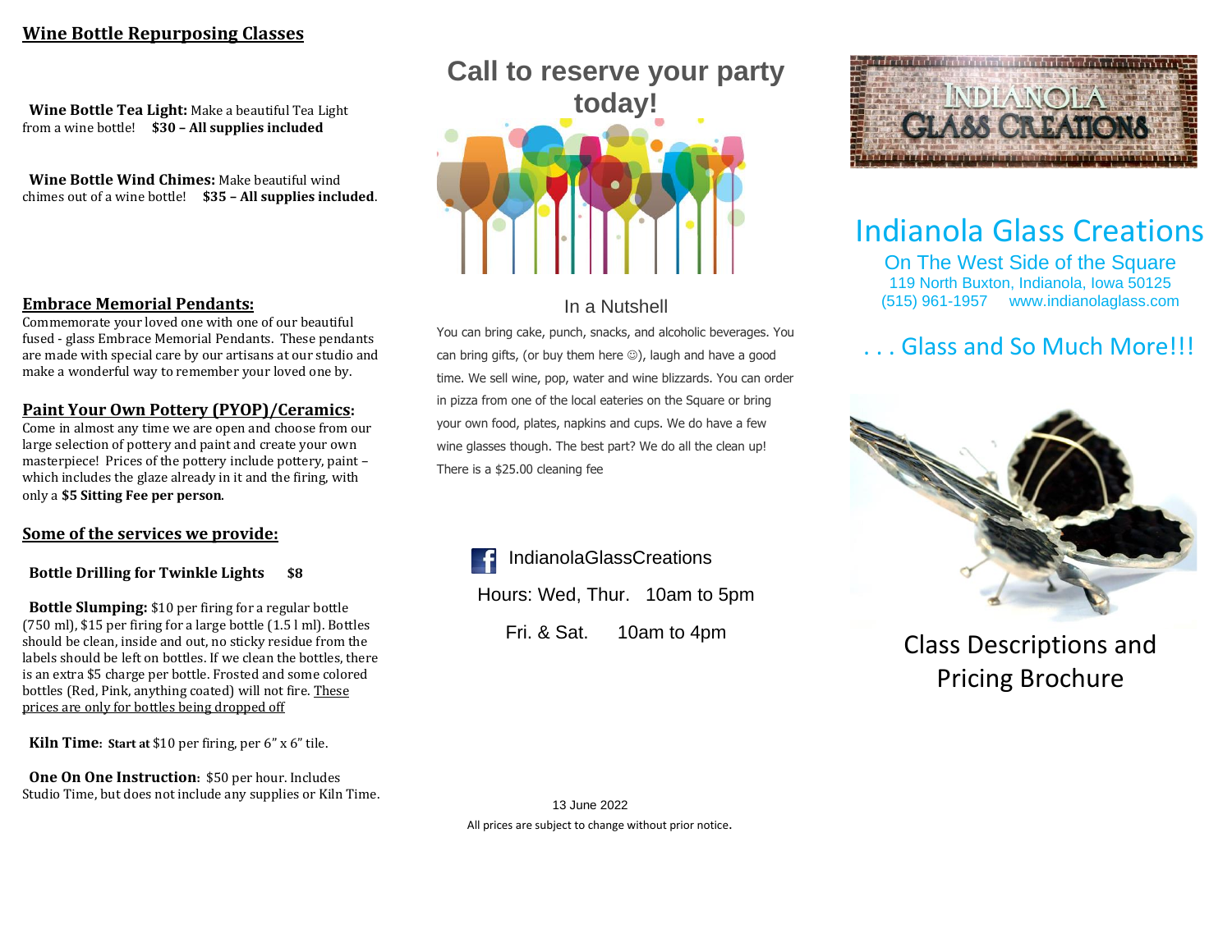## Wine Bottle Repurposing Classes

**Wine Bottle Tea Light:** Make a beautiful Tea Light from a wine bottle! **$30 – All supplies included**

**Wine Bottle Wind Chimes:** Make beautiful wind chimes out of a wine bottle! **$35 – All supplies included**.

## Embrace Memorial Pendants:

Commemorate your loved one with one of our beautiful fused - glass Embrace Memorial Pendants. These pendants are made with special care by our artisans at our studio and make a wonderful way to remember your loved one by.

## Paint Your Own Pottery (PYOP)/Ceramics:

Come in almost any time we are open and choose from our large selection of pottery and paint and create your own masterpiece! Prices of the pottery include pottery, paint – which includes the glaze already in it and the firing, with only a **$5 Sitting Fee per person**.

## Some of the services we provide:

**Bottle Drilling for Twinkle Lights** **$8**

**Bottle Slumping:** $10 per firing for a regular bottle (750 ml), $15 per firing for a large bottle (1.5 l ml). Bottles should be clean, inside and out, no sticky residue from the labels should be left on bottles. If we clean the bottles, there is an extra $5 charge per bottle. Frosted and some colored bottles (Red, Pink, anything coated) will not fire. These prices are only for bottles being dropped off

**Kiln Time: Start at** $10 per firing, per 6" x 6" tile.

**One On One Instruction:** $50 per hour. Includes Studio Time, but does not include any supplies or Kiln Time.

# Call to reserve your party today!

### In a Nutshell

You can bring cake, punch, snacks, and alcoholic beverages. You can bring gifts, (or buy them here ☺), laugh and have a good time. We sell wine, pop, water and wine blizzards. You can order in pizza from one of the local eateries on the Square or bring your own food, plates, napkins and cups. We do have a few wine glasses though. The best part? We do all the clean up! There is a $25.00 cleaning fee

IndianolaGlassCreations

Hours: Wed, Thur. 10am to 5pm

Fri. & Sat. 10am to 4pm

13 June 2022

All prices are subject to change without prior notice.

INDIANOLA GLASS CREATIONS

# Indianola Glass Creations

On The West Side of the Square

119 North Buxton, Indianola, Iowa 50125

(515) 961-1957 www.indianolaglass.com

## . . . Glass and So Much More!!!

## Class Descriptions and Pricing Brochure